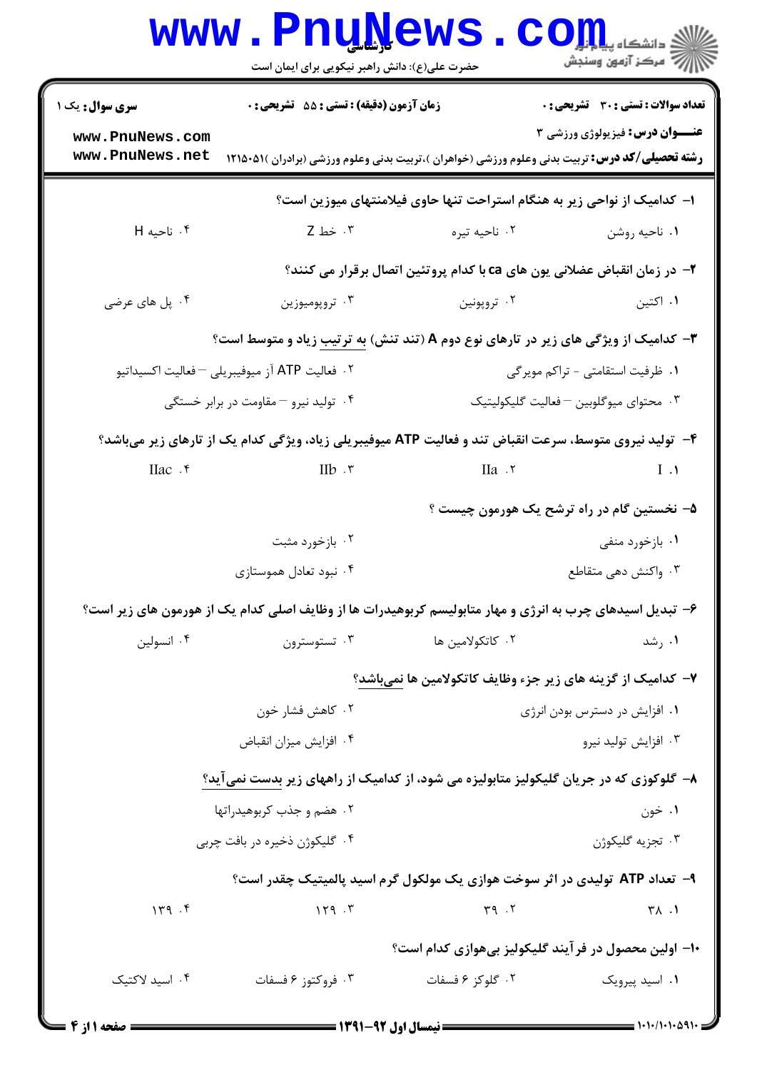**سری سوال:** یک ۱

**زمان آزمون (دقیقه) : تستی : ۵۵ تشریحی : ۰**

**تعداد سوالات : تستی : ۳۰ تشریحی : ۰**

**عنـــوان درس:** فیزیولوژی ورزشی ۳

**رشته تحصیلی/کد درس:** تربیت بدنی وعلوم ورزشی (خواهران )،تربیت بدنی وعلوم ورزشی (برادران )۱۲۱۵۰۵۱

۱- کدامیک از نواحی زیر به هنگام استراحت تنها حاوی فیلامنتهای میوزین است؟

۱. ناحیه روشن
۲. ناحیه تیره
۳. خط Z
۴. ناحیه H

۲- در زمان انقباض عضلانی یون های ca با کدام پروتئین اتصال برقرار می کنند؟

۱. اکتین
۲. تروپونین
۳. تروپومیوزین
۴. پل های عرضی

۳- کدامیک از ویژگی های زیر در تارهای نوع دوم A (تند تنش) به ترتیب زیاد و متوسط است؟

۱. ظرفیت استقامتی - تراکم مویرگی
۲. فعالیت ATP آز میوفیبریلی – فعالیت اکسیداتیو
۳. محتوای میوگلوبین – فعالیت گلیکولیتیک
۴. تولید نیرو – مقاومت در برابر خستگی

۴- تولید نیروی متوسط، سرعت انقباض تند و فعالیت ATP میوفیبریلی زیاد، ویژگی کدام یک از تارهای زیر میباشد؟

۱. I
۲. IIa
۳. IIb
۴. IIac

۵- نخستین گام در راه ترشح یک هورمون چیست ؟

۱. بازخورد منفی
۲. بازخورد مثبت
۳. واکنش دهی متقاطع
۴. نبود تعادل هموستازی

۶- تبدیل اسیدهای چرب به انرژی و مهار متابولیسم کربوهیدرات ها از وظایف اصلی کدام یک از هورمون های زیر است؟

۱. رشد
۲. کاتکولامین ها
۳. تستوسترون
۴. انسولین

۷- کدامیک از گزینه های زیر جزء وظایف کاتکولامین ها نمیباشد؟

۱. افزایش در دسترس بودن انرژی
۲. کاهش فشار خون
۳. افزایش تولید نیرو
۴. افزایش میزان انقباض

۸- گلوکوزی که در جریان گلیکولیز متابولیزه می شود، از کدامیک از راههای زیر بدست نمیآید؟

۱. خون
۲. هضم و جذب کربوهیدراتها
۳. تجزیه گلیکوژن
۴. گلیکوژن ذخیره در بافت چربی

۹- تعداد ATP تولیدی در اثر سوخت هوازی یک مولکول گرم اسید پالمیتیک چقدر است؟

۱. ۳۸
۲. ۳۹
۳. ۱۲۹
۴. ۱۳۹

۱۰- اولین محصول در فرآیند گلیکولیز بیهوازی کدام است؟

۱. اسید پیروویک
۲. گلوکز ۶ فسفات
۳. فروکتوز ۶ فسفات
۴. اسید لاکتیک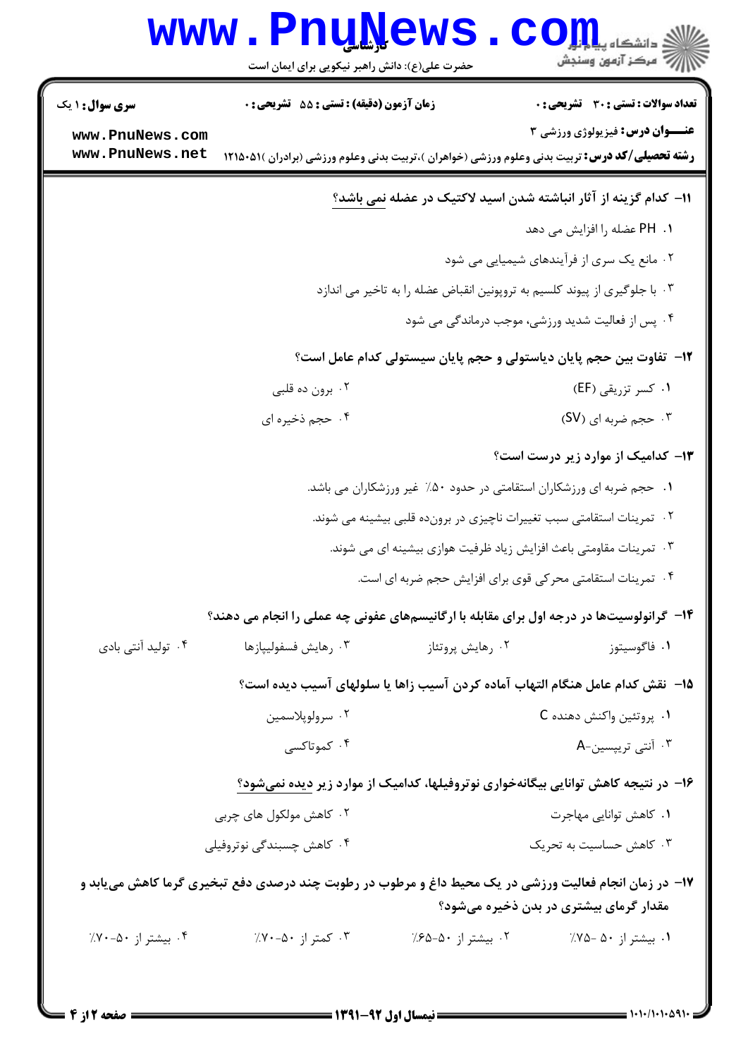**تعداد سوالات : تستی : ۳۰ تشریحی : ۰** | **زمان آزمون (دقیقه) : تستی : ۵۵ تشریحی : ۰** | **سری سوال : ۱ یک**

**عنـــوان درس:** فیزیولوژی ورزشی ۳

**رشته تحصیلی/کد درس:** تربیت بدنی وعلوم ورزشی (خواهران )،تربیت بدنی وعلوم ورزشی (برادران )۱۲۱۵۰۵۱

**۱۱- کدام گزینه از آثار انباشته شدن اسید لاکتیک در عضله نمی باشد؟**

۱. PH عضله را افزایش می دهد

۲. مانع یک سری از فرآیندهای شیمیایی می شود

۳. با جلوگیری از پیوند کلسیم به تروپونین انقباض عضله را به تاخیر می اندازد

۴. پس از فعالیت شدید ورزشی، موجب درماندگی می شود

**۱۲- تفاوت بین حجم پایان دیاستولی و حجم پایان سیستولی کدام عامل است؟**

۱. کسر تزریقی (EF)

۲. برون ده قلبی

۳. حجم ضربه ای (SV)

۴. حجم ذخیره ای

**۱۳- کدامیک از موارد زیر درست است؟**

۱. حجم ضربه ای ورزشکاران استقامتی در حدود ۵۰٪ غیر ورزشکاران می باشد.

۲. تمرینات استقامتی سبب تغییرات ناچیزی در برون‌ده قلبی بیشینه می شوند.

۳. تمرینات مقاومتی باعث افزایش زیاد ظرفیت هوازی بیشینه ای می شوند.

۴. تمرینات استقامتی محرکی قوی برای افزایش حجم ضربه ای است.

**۱۴- گرانولوسیت‌ها در درجه اول برای مقابله با ارگانیسم‌های عفونی چه عملی را انجام می دهند؟**

۱. فاگوسیتوز

۲. رهایش پروتئاز

۳. رهایش فسفولیپازها

۴. تولید آنتی بادی

**۱۵- نقش کدام عامل هنگام التهاب آماده کردن آسیب زاها یا سلولهای آسیب دیده است؟**

۱. پروتئین واکنش دهنده C

۲. سرولوپلاسمین

۳. آنتی تریپسین-A

۴. کموتاکسی

**۱۶- در نتیجه کاهش توانایی بیگانه‌خواری نوتروفیلها، کدامیک از موارد زیر دیده نمی‌شود؟**

۱. کاهش توانایی مهاجرت

۲. کاهش مولکول های چربی

۳. کاهش حساسیت به تحریک

۴. کاهش چسبندگی نوتروفیلی

**۱۷- در زمان انجام فعالیت ورزشی در یک محیط داغ و مرطوب در رطوبت چند درصدی دفع تبخیری گرما کاهش می‌یابد و مقدار گرمای بیشتری در بدن ذخیره می‌شود؟**

۱. بیشتر از ۵۰ -۷۵٪

۲. بیشتر از ۵۰-۶۵٪

۳. کمتر از ۵۰-۷۰٪

۴. بیشتر از ۵۰-۷۰٪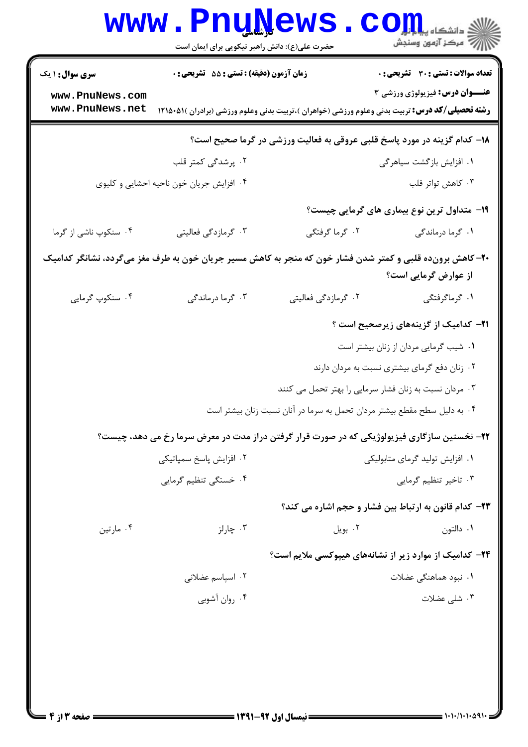۱۸- کدام گزینه در مورد پاسخ قلبی عروقی به فعالیت ورزشی در گرما صحیح است؟

۱. افزایش بازگشت سیاهرگی

۲. پرشدگی کمتر قلب

۳. کاهش تواتر قلب

۴. افزایش جریان خون ناحیه احشایی و کلیوی

۱۹- متداول ترین نوع بیماری های گرمایی چیست؟

۱. گرما درماندگی

۲. گرما گرفتگی

۳. گرمازدگی فعالیتی

۴. سنکوپ ناشی از گرما

۲۰- کاهش برون‌ده قلبی و کمتر شدن فشار خون که منجر به کاهش مسیر جریان خون به طرف مغز می‌گردد، نشانگر کدامیک از عوارض گرمایی است؟

۱. گرماگرفتگی

۲. گرمازدگی فعالیتی

۳. گرما درماندگی

۴. سنکوپ گرمایی

۲۱- کدامیک از گزینه‌های زیرصحیح است ؟

۱. شیب گرمایی مردان از زنان بیشتر است

۲. زنان دفع گرمای بیشتری نسبت به مردان دارند

۳. مردان نسبت به زنان فشار سرمایی را بهتر تحمل می کنند

۴. به دلیل سطح مقطع بیشتر مردان تحمل به سرما در آنان نسبت زنان بیشتر است

۲۲- نخستین سازگاری فیزیولوژیکی که در صورت قرار گرفتن دراز مدت در معرض سرما رخ می دهد، چیست؟

۱. افزایش تولید گرمای متابولیکی

۲. افزایش پاسخ سمپاتیکی

۳. تاخیر تنظیم گرمایی

۴. خستگی تنظیم گرمایی

۲۳- کدام قانون به ارتباط بین فشار و حجم اشاره می کند؟

۱. دالتون

۲. بویل

۳. چارلز

۴. مارتین

۲۴- کدامیک از موارد زیر از نشانه‌های هیپوکسی ملایم است؟

۱. نبود هماهنگی عضلات

۲. اسپاسم عضلانی

۳. شلی عضلات

۴. روان آشوبی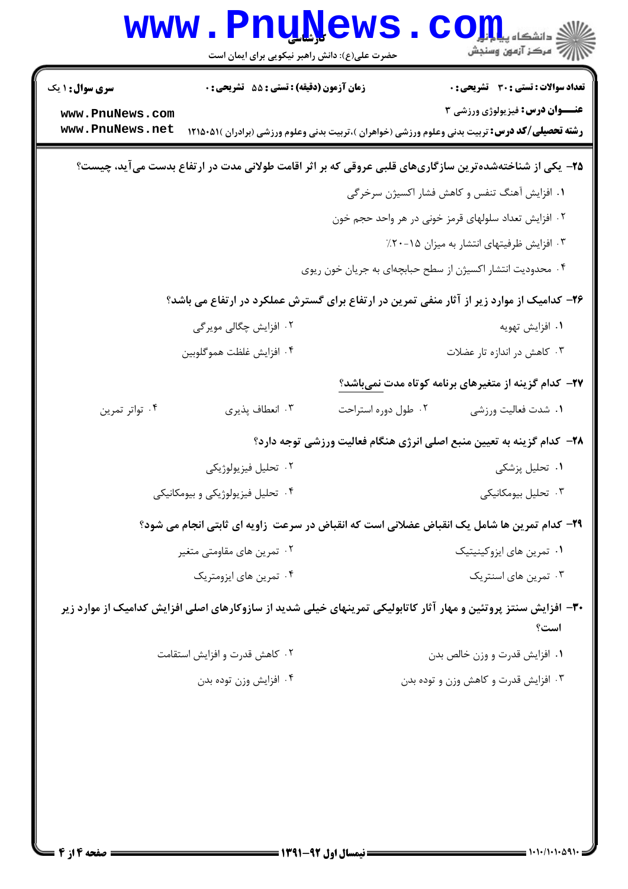۲۵- یکی از شناخته‌شده‌ترین سازگاری‌های قلبی عروقی که بر اثر اقامت طولانی مدت در ارتفاع بدست می‌آید، چیست؟

۱. افزایش آهنگ تنفس و کاهش فشار اکسیژن سرخرگی

۲. افزایش تعداد سلولهای قرمز خونی در هر واحد حجم خون

۳. افزایش ظرفیتهای انتشار به میزان ۱۵-۲۰٪

۴. محدودیت انتشار اکسیژن از سطح حبابچه‌ای به جریان خون ریوی

۲۶- کدامیک از موارد زیر از آثار منفی تمرین در ارتفاع برای گسترش عملکرد در ارتفاع می باشد؟

۱. افزایش تهویه

۲. افزایش چگالی مویرگی

۳. کاهش در اندازه تار عضلات

۴. افزایش غلظت هموگلوبین

۲۷- کدام گزینه از متغیرهای برنامه کوتاه مدت نمی‌باشد؟

۱. شدت فعالیت ورزشی

۲. طول دوره استراحت

۳. انعطاف پذیری

۴. تواتر تمرین

۲۸- کدام گزینه به تعیین منبع اصلی انرژی هنگام فعالیت ورزشی توجه دارد؟

۱. تحلیل پزشکی

۲. تحلیل فیزیولوژیکی

۳. تحلیل بیومکانیکی

۴. تحلیل فیزیولوژیکی و بیومکانیکی

۲۹- کدام تمرین ها شامل یک انقباض عضلانی است که انقباض در سرعت زاویه ای ثابتی انجام می شود؟

۱. تمرین های ایزوکینیتیک

۲. تمرین های مقاومتی متغیر

۳. تمرین های اسنتریک

۴. تمرین های ایزومتریک

۳۰- افزایش سنتز پروتئین و مهار آثار کاتابولیکی تمرینهای خیلی شدید از سازوکارهای اصلی افزایش کدامیک از موارد زیر است؟

۱. افزایش قدرت و وزن خالص بدن

۲. کاهش قدرت و افزایش استقامت

۳. افزایش قدرت و کاهش وزن و توده بدن

۴. افزایش وزن توده بدن